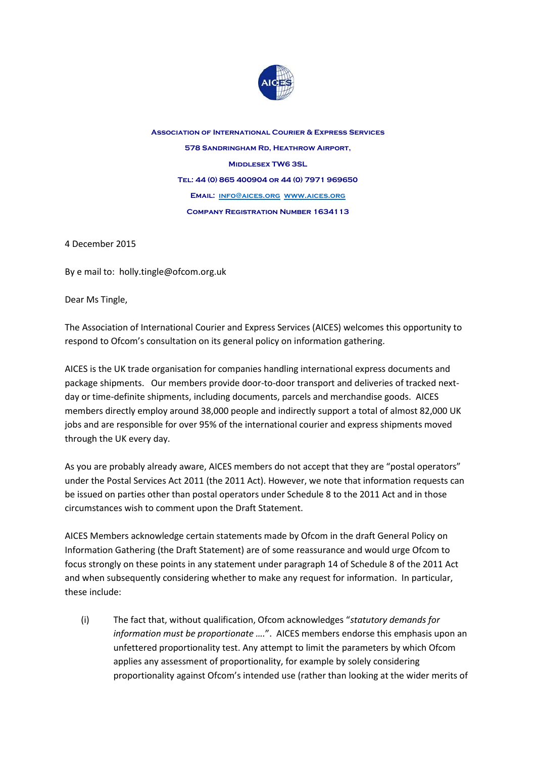**Association of International Courier & Express Services**
**578 Sandringham Rd, Heathrow Airport,**
**Middlesex TW6 3SL**
**Tel: 44 (0) 865 400904 or 44 (0) 7971 969650**
**Email: info@aices.org www.aices.org**
**Company Registration Number 1634113**

4 December 2015

By e mail to: holly.tingle@ofcom.org.uk

Dear Ms Tingle,

The Association of International Courier and Express Services (AICES) welcomes this opportunity to respond to Ofcom's consultation on its general policy on information gathering.

AICES is the UK trade organisation for companies handling international express documents and package shipments. Our members provide door-to-door transport and deliveries of tracked next-day or time-definite shipments, including documents, parcels and merchandise goods. AICES members directly employ around 38,000 people and indirectly support a total of almost 82,000 UK jobs and are responsible for over 95% of the international courier and express shipments moved through the UK every day.

As you are probably already aware, AICES members do not accept that they are "postal operators" under the Postal Services Act 2011 (the 2011 Act). However, we note that information requests can be issued on parties other than postal operators under Schedule 8 to the 2011 Act and in those circumstances wish to comment upon the Draft Statement.

AICES Members acknowledge certain statements made by Ofcom in the draft General Policy on Information Gathering (the Draft Statement) are of some reassurance and would urge Ofcom to focus strongly on these points in any statement under paragraph 14 of Schedule 8 of the 2011 Act and when subsequently considering whether to make any request for information. In particular, these include:

(i) The fact that, without qualification, Ofcom acknowledges "*statutory demands for information must be proportionate ….*". AICES members endorse this emphasis upon an unfettered proportionality test. Any attempt to limit the parameters by which Ofcom applies any assessment of proportionality, for example by solely considering proportionality against Ofcom's intended use (rather than looking at the wider merits of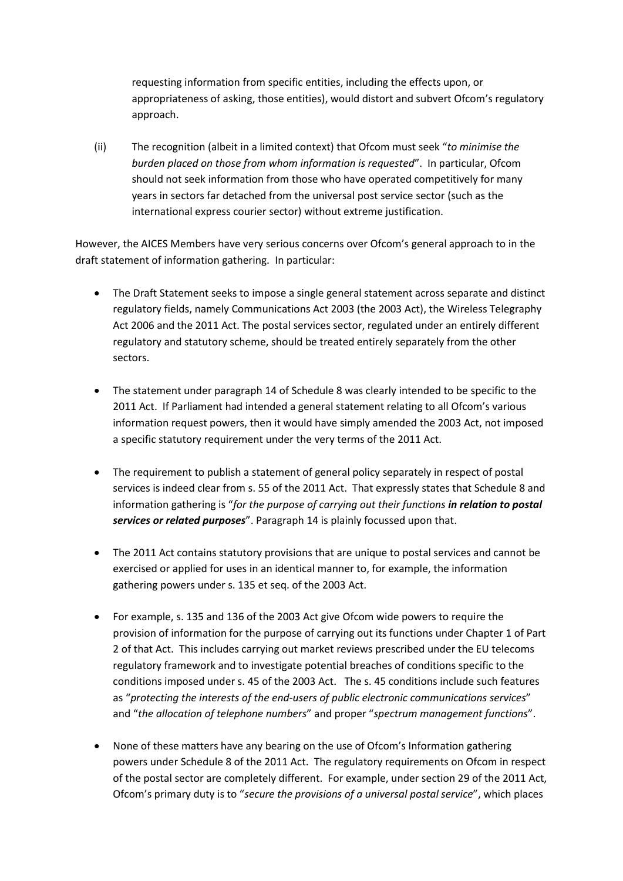requesting information from specific entities, including the effects upon, or appropriateness of asking, those entities), would distort and subvert Ofcom's regulatory approach.

(ii) The recognition (albeit in a limited context) that Ofcom must seek "*to minimise the burden placed on those from whom information is requested*". In particular, Ofcom should not seek information from those who have operated competitively for many years in sectors far detached from the universal post service sector (such as the international express courier sector) without extreme justification.

However, the AICES Members have very serious concerns over Ofcom's general approach to in the draft statement of information gathering. In particular:

- The Draft Statement seeks to impose a single general statement across separate and distinct regulatory fields, namely Communications Act 2003 (the 2003 Act), the Wireless Telegraphy Act 2006 and the 2011 Act. The postal services sector, regulated under an entirely different regulatory and statutory scheme, should be treated entirely separately from the other sectors.

- The statement under paragraph 14 of Schedule 8 was clearly intended to be specific to the 2011 Act. If Parliament had intended a general statement relating to all Ofcom's various information request powers, then it would have simply amended the 2003 Act, not imposed a specific statutory requirement under the very terms of the 2011 Act.

- The requirement to publish a statement of general policy separately in respect of postal services is indeed clear from s. 55 of the 2011 Act. That expressly states that Schedule 8 and information gathering is "*for the purpose of carrying out their functions* ***in relation to postal services or related purposes***". Paragraph 14 is plainly focussed upon that.

- The 2011 Act contains statutory provisions that are unique to postal services and cannot be exercised or applied for uses in an identical manner to, for example, the information gathering powers under s. 135 et seq. of the 2003 Act.

- For example, s. 135 and 136 of the 2003 Act give Ofcom wide powers to require the provision of information for the purpose of carrying out its functions under Chapter 1 of Part 2 of that Act. This includes carrying out market reviews prescribed under the EU telecoms regulatory framework and to investigate potential breaches of conditions specific to the conditions imposed under s. 45 of the 2003 Act. The s. 45 conditions include such features as "*protecting the interests of the end-users of public electronic communications services*" and "*the allocation of telephone numbers*" and proper "*spectrum management functions*".

- None of these matters have any bearing on the use of Ofcom's Information gathering powers under Schedule 8 of the 2011 Act. The regulatory requirements on Ofcom in respect of the postal sector are completely different. For example, under section 29 of the 2011 Act, Ofcom's primary duty is to "*secure the provisions of a universal postal service*", which places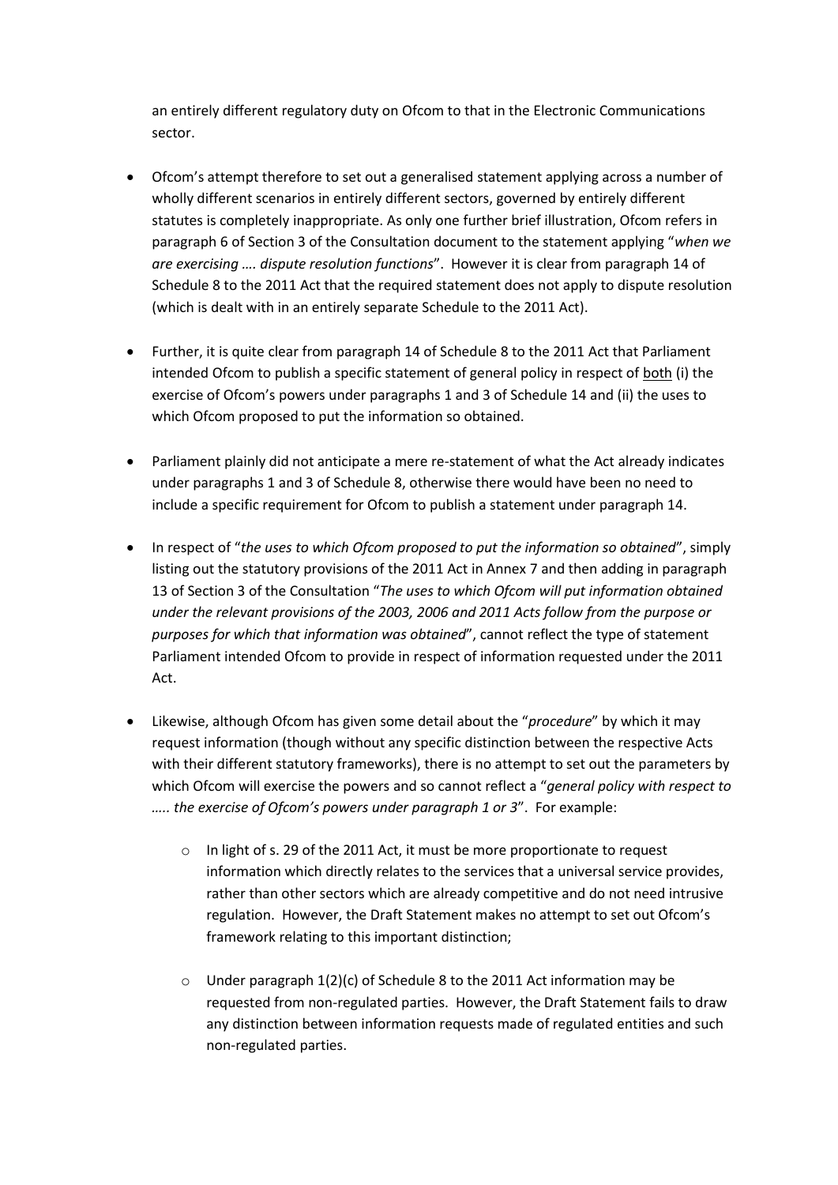an entirely different regulatory duty on Ofcom to that in the Electronic Communications sector.

- Ofcom's attempt therefore to set out a generalised statement applying across a number of wholly different scenarios in entirely different sectors, governed by entirely different statutes is completely inappropriate. As only one further brief illustration, Ofcom refers in paragraph 6 of Section 3 of the Consultation document to the statement applying "*when we are exercising …. dispute resolution functions*". However it is clear from paragraph 14 of Schedule 8 to the 2011 Act that the required statement does not apply to dispute resolution (which is dealt with in an entirely separate Schedule to the 2011 Act).

- Further, it is quite clear from paragraph 14 of Schedule 8 to the 2011 Act that Parliament intended Ofcom to publish a specific statement of general policy in respect of both (i) the exercise of Ofcom's powers under paragraphs 1 and 3 of Schedule 14 and (ii) the uses to which Ofcom proposed to put the information so obtained.

- Parliament plainly did not anticipate a mere re-statement of what the Act already indicates under paragraphs 1 and 3 of Schedule 8, otherwise there would have been no need to include a specific requirement for Ofcom to publish a statement under paragraph 14.

- In respect of "*the uses to which Ofcom proposed to put the information so obtained*", simply listing out the statutory provisions of the 2011 Act in Annex 7 and then adding in paragraph 13 of Section 3 of the Consultation "*The uses to which Ofcom will put information obtained under the relevant provisions of the 2003, 2006 and 2011 Acts follow from the purpose or purposes for which that information was obtained*", cannot reflect the type of statement Parliament intended Ofcom to provide in respect of information requested under the 2011 Act.

- Likewise, although Ofcom has given some detail about the "*procedure*" by which it may request information (though without any specific distinction between the respective Acts with their different statutory frameworks), there is no attempt to set out the parameters by which Ofcom will exercise the powers and so cannot reflect a "*general policy with respect to ….. the exercise of Ofcom's powers under paragraph 1 or 3*". For example:

    - In light of s. 29 of the 2011 Act, it must be more proportionate to request information which directly relates to the services that a universal service provides, rather than other sectors which are already competitive and do not need intrusive regulation. However, the Draft Statement makes no attempt to set out Ofcom's framework relating to this important distinction;

    - Under paragraph 1(2)(c) of Schedule 8 to the 2011 Act information may be requested from non-regulated parties. However, the Draft Statement fails to draw any distinction between information requests made of regulated entities and such non-regulated parties.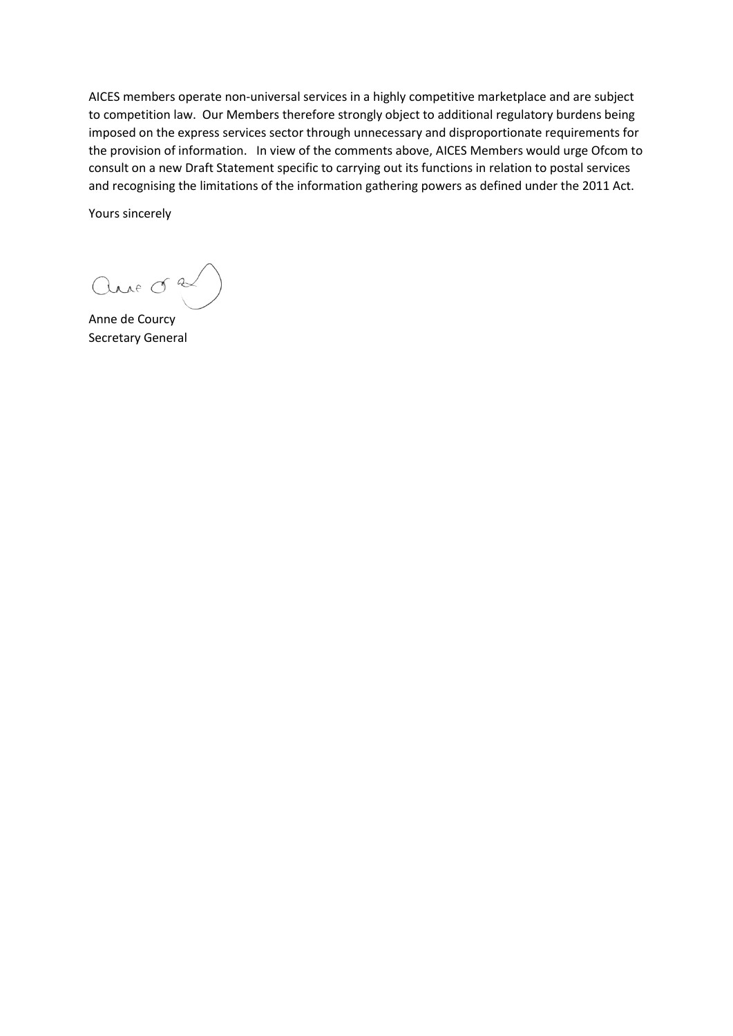AICES members operate non-universal services in a highly competitive marketplace and are subject to competition law. Our Members therefore strongly object to additional regulatory burdens being imposed on the express services sector through unnecessary and disproportionate requirements for the provision of information. In view of the comments above, AICES Members would urge Ofcom to consult on a new Draft Statement specific to carrying out its functions in relation to postal services and recognising the limitations of the information gathering powers as defined under the 2011 Act.

Yours sincerely

Anne de Courcy
Secretary General